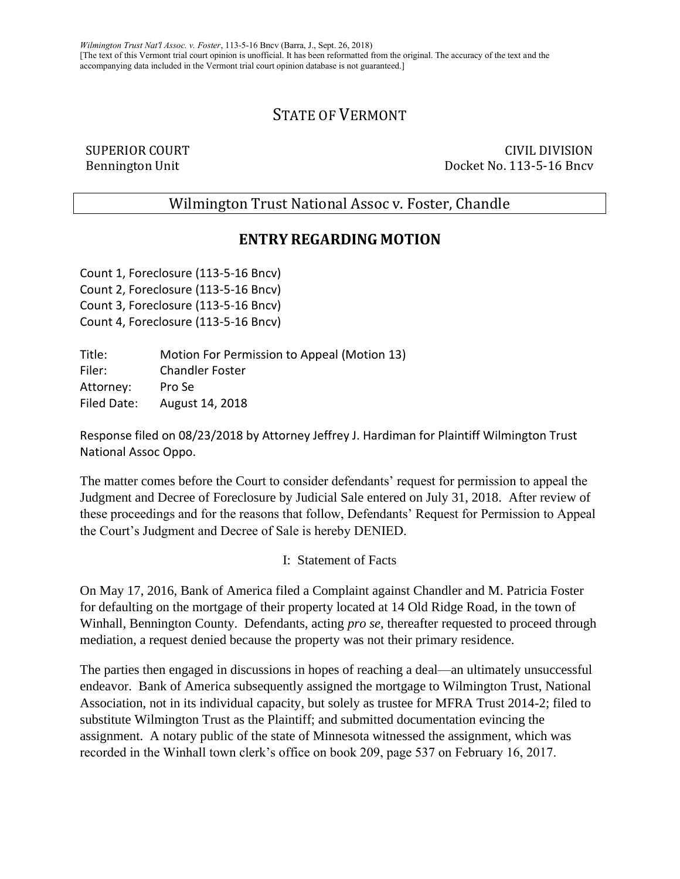*Wilmington Trust Nat'l Assoc. v. Foster*, 113-5-16 Bncv (Barra, J., Sept. 26, 2018)
[The text of this Vermont trial court opinion is unofficial. It has been reformatted from the original. The accuracy of the text and the accompanying data included in the Vermont trial court opinion database is not guaranteed.]

# STATE OF VERMONT

SUPERIOR COURT
Bennington Unit

CIVIL DIVISION
Docket No. 113-5-16 Bncv

## Wilmington Trust National Assoc v. Foster, Chandle

## ENTRY REGARDING MOTION

Count 1, Foreclosure (113-5-16 Bncv)
Count 2, Foreclosure (113-5-16 Bncv)
Count 3, Foreclosure (113-5-16 Bncv)
Count 4, Foreclosure (113-5-16 Bncv)

Title: Motion For Permission to Appeal (Motion 13)
Filer: Chandler Foster
Attorney: Pro Se
Filed Date: August 14, 2018

Response filed on 08/23/2018 by Attorney Jeffrey J. Hardiman for Plaintiff Wilmington Trust National Assoc Oppo.

The matter comes before the Court to consider defendants' request for permission to appeal the Judgment and Decree of Foreclosure by Judicial Sale entered on July 31, 2018. After review of these proceedings and for the reasons that follow, Defendants' Request for Permission to Appeal the Court's Judgment and Decree of Sale is hereby DENIED.

I: Statement of Facts

On May 17, 2016, Bank of America filed a Complaint against Chandler and M. Patricia Foster for defaulting on the mortgage of their property located at 14 Old Ridge Road, in the town of Winhall, Bennington County. Defendants, acting *pro se*, thereafter requested to proceed through mediation, a request denied because the property was not their primary residence.

The parties then engaged in discussions in hopes of reaching a deal—an ultimately unsuccessful endeavor. Bank of America subsequently assigned the mortgage to Wilmington Trust, National Association, not in its individual capacity, but solely as trustee for MFRA Trust 2014-2; filed to substitute Wilmington Trust as the Plaintiff; and submitted documentation evincing the assignment. A notary public of the state of Minnesota witnessed the assignment, which was recorded in the Winhall town clerk's office on book 209, page 537 on February 16, 2017.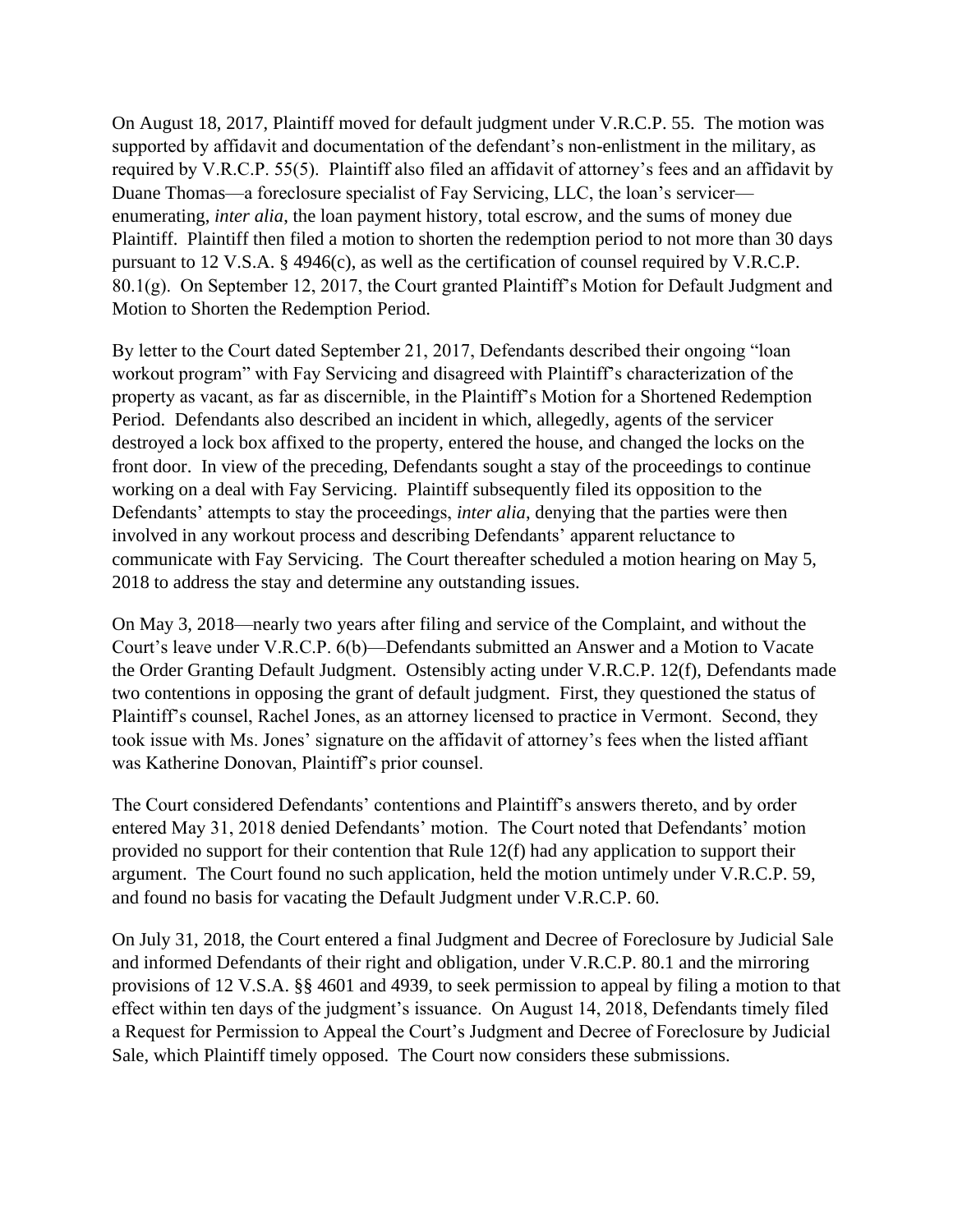On August 18, 2017, Plaintiff moved for default judgment under V.R.C.P. 55. The motion was supported by affidavit and documentation of the defendant's non-enlistment in the military, as required by V.R.C.P. 55(5). Plaintiff also filed an affidavit of attorney's fees and an affidavit by Duane Thomas—a foreclosure specialist of Fay Servicing, LLC, the loan's servicer—enumerating, *inter alia*, the loan payment history, total escrow, and the sums of money due Plaintiff. Plaintiff then filed a motion to shorten the redemption period to not more than 30 days pursuant to 12 V.S.A. § 4946(c), as well as the certification of counsel required by V.R.C.P. 80.1(g). On September 12, 2017, the Court granted Plaintiff's Motion for Default Judgment and Motion to Shorten the Redemption Period.

By letter to the Court dated September 21, 2017, Defendants described their ongoing "loan workout program" with Fay Servicing and disagreed with Plaintiff's characterization of the property as vacant, as far as discernible, in the Plaintiff's Motion for a Shortened Redemption Period. Defendants also described an incident in which, allegedly, agents of the servicer destroyed a lock box affixed to the property, entered the house, and changed the locks on the front door. In view of the preceding, Defendants sought a stay of the proceedings to continue working on a deal with Fay Servicing. Plaintiff subsequently filed its opposition to the Defendants' attempts to stay the proceedings, *inter alia*, denying that the parties were then involved in any workout process and describing Defendants' apparent reluctance to communicate with Fay Servicing. The Court thereafter scheduled a motion hearing on May 5, 2018 to address the stay and determine any outstanding issues.

On May 3, 2018—nearly two years after filing and service of the Complaint, and without the Court's leave under V.R.C.P. 6(b)—Defendants submitted an Answer and a Motion to Vacate the Order Granting Default Judgment. Ostensibly acting under V.R.C.P. 12(f), Defendants made two contentions in opposing the grant of default judgment. First, they questioned the status of Plaintiff's counsel, Rachel Jones, as an attorney licensed to practice in Vermont. Second, they took issue with Ms. Jones' signature on the affidavit of attorney's fees when the listed affiant was Katherine Donovan, Plaintiff's prior counsel.

The Court considered Defendants' contentions and Plaintiff's answers thereto, and by order entered May 31, 2018 denied Defendants' motion. The Court noted that Defendants' motion provided no support for their contention that Rule 12(f) had any application to support their argument. The Court found no such application, held the motion untimely under V.R.C.P. 59, and found no basis for vacating the Default Judgment under V.R.C.P. 60.

On July 31, 2018, the Court entered a final Judgment and Decree of Foreclosure by Judicial Sale and informed Defendants of their right and obligation, under V.R.C.P. 80.1 and the mirroring provisions of 12 V.S.A. §§ 4601 and 4939, to seek permission to appeal by filing a motion to that effect within ten days of the judgment's issuance. On August 14, 2018, Defendants timely filed a Request for Permission to Appeal the Court's Judgment and Decree of Foreclosure by Judicial Sale, which Plaintiff timely opposed. The Court now considers these submissions.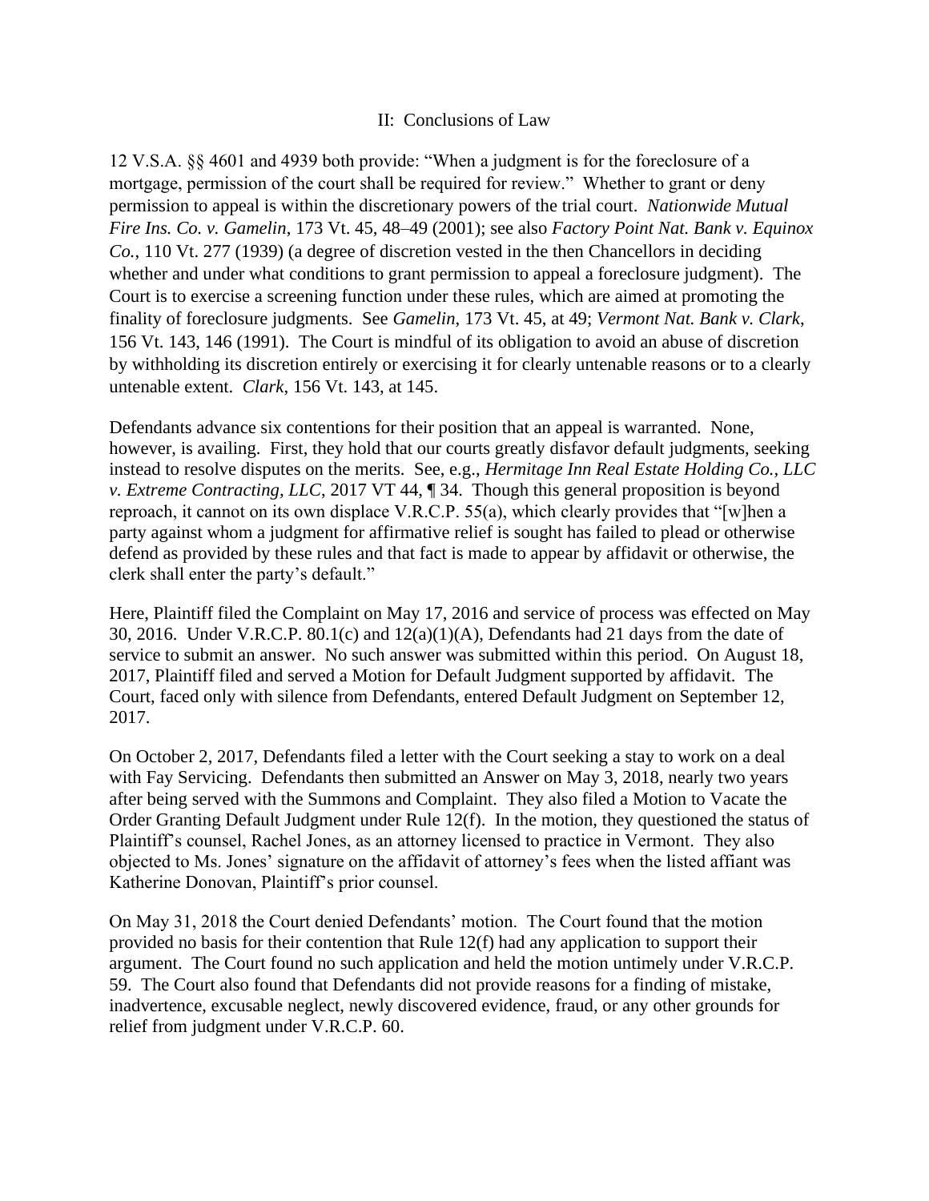## II: Conclusions of Law

12 V.S.A. §§ 4601 and 4939 both provide: "When a judgment is for the foreclosure of a mortgage, permission of the court shall be required for review." Whether to grant or deny permission to appeal is within the discretionary powers of the trial court. *Nationwide Mutual Fire Ins. Co. v. Gamelin*, 173 Vt. 45, 48–49 (2001); see also *Factory Point Nat. Bank v. Equinox Co.*, 110 Vt. 277 (1939) (a degree of discretion vested in the then Chancellors in deciding whether and under what conditions to grant permission to appeal a foreclosure judgment). The Court is to exercise a screening function under these rules, which are aimed at promoting the finality of foreclosure judgments. See *Gamelin*, 173 Vt. 45, at 49; *Vermont Nat. Bank v. Clark*, 156 Vt. 143, 146 (1991). The Court is mindful of its obligation to avoid an abuse of discretion by withholding its discretion entirely or exercising it for clearly untenable reasons or to a clearly untenable extent. *Clark*, 156 Vt. 143, at 145.

Defendants advance six contentions for their position that an appeal is warranted. None, however, is availing. First, they hold that our courts greatly disfavor default judgments, seeking instead to resolve disputes on the merits. See, e.g., *Hermitage Inn Real Estate Holding Co., LLC v. Extreme Contracting, LLC*, 2017 VT 44, ¶ 34. Though this general proposition is beyond reproach, it cannot on its own displace V.R.C.P. 55(a), which clearly provides that "[w]hen a party against whom a judgment for affirmative relief is sought has failed to plead or otherwise defend as provided by these rules and that fact is made to appear by affidavit or otherwise, the clerk shall enter the party's default."

Here, Plaintiff filed the Complaint on May 17, 2016 and service of process was effected on May 30, 2016. Under V.R.C.P. 80.1(c) and 12(a)(1)(A), Defendants had 21 days from the date of service to submit an answer. No such answer was submitted within this period. On August 18, 2017, Plaintiff filed and served a Motion for Default Judgment supported by affidavit. The Court, faced only with silence from Defendants, entered Default Judgment on September 12, 2017.

On October 2, 2017, Defendants filed a letter with the Court seeking a stay to work on a deal with Fay Servicing. Defendants then submitted an Answer on May 3, 2018, nearly two years after being served with the Summons and Complaint. They also filed a Motion to Vacate the Order Granting Default Judgment under Rule 12(f). In the motion, they questioned the status of Plaintiff's counsel, Rachel Jones, as an attorney licensed to practice in Vermont. They also objected to Ms. Jones' signature on the affidavit of attorney's fees when the listed affiant was Katherine Donovan, Plaintiff's prior counsel.

On May 31, 2018 the Court denied Defendants' motion. The Court found that the motion provided no basis for their contention that Rule 12(f) had any application to support their argument. The Court found no such application and held the motion untimely under V.R.C.P. 59. The Court also found that Defendants did not provide reasons for a finding of mistake, inadvertence, excusable neglect, newly discovered evidence, fraud, or any other grounds for relief from judgment under V.R.C.P. 60.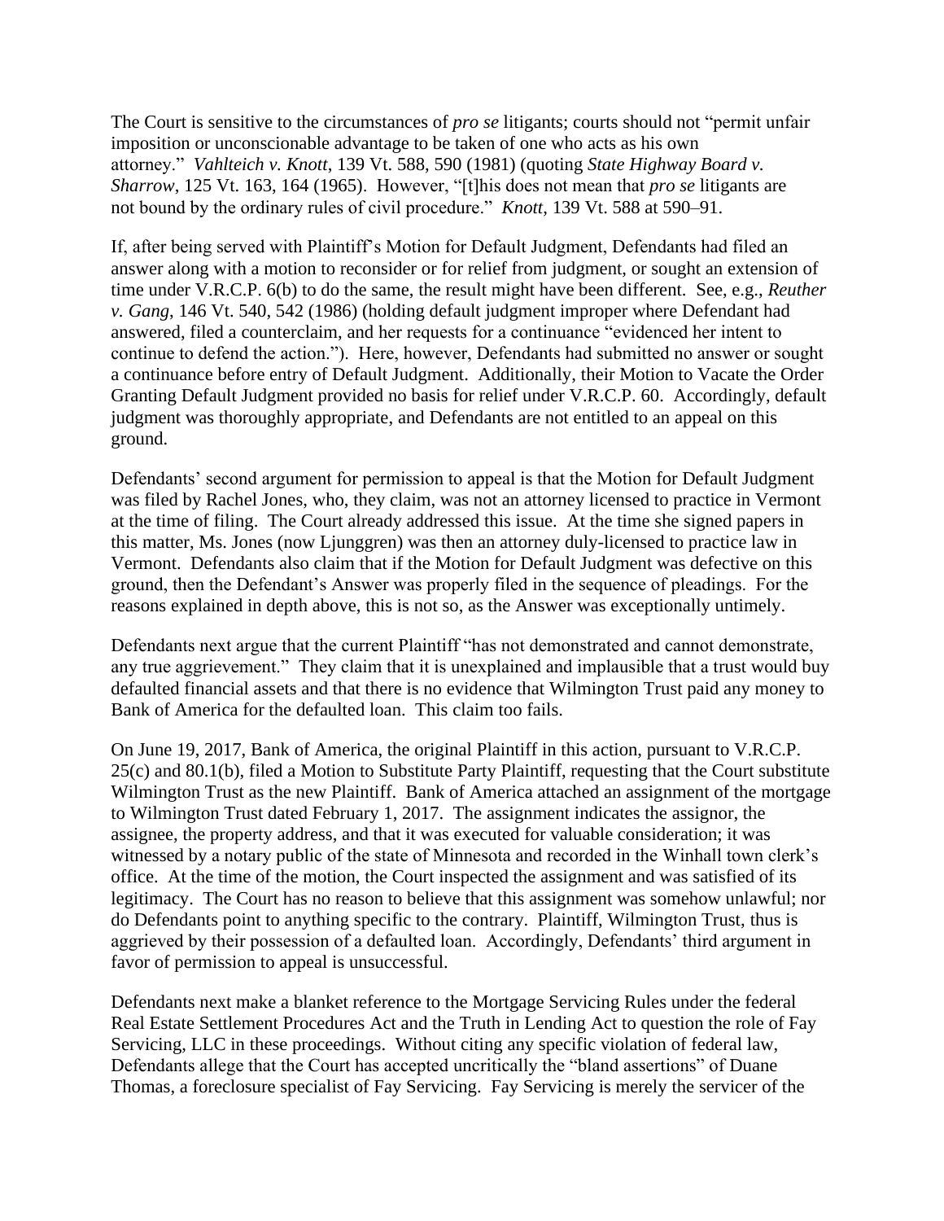The Court is sensitive to the circumstances of *pro se* litigants; courts should not "permit unfair imposition or unconscionable advantage to be taken of one who acts as his own attorney." *Vahlteich v. Knott*, 139 Vt. 588, 590 (1981) (quoting *State Highway Board v. Sharrow*, 125 Vt. 163, 164 (1965). However, "[t]his does not mean that *pro se* litigants are not bound by the ordinary rules of civil procedure." *Knott*, 139 Vt. 588 at 590–91.

If, after being served with Plaintiff's Motion for Default Judgment, Defendants had filed an answer along with a motion to reconsider or for relief from judgment, or sought an extension of time under V.R.C.P. 6(b) to do the same, the result might have been different. See, e.g., *Reuther v. Gang*, 146 Vt. 540, 542 (1986) (holding default judgment improper where Defendant had answered, filed a counterclaim, and her requests for a continuance "evidenced her intent to continue to defend the action."). Here, however, Defendants had submitted no answer or sought a continuance before entry of Default Judgment. Additionally, their Motion to Vacate the Order Granting Default Judgment provided no basis for relief under V.R.C.P. 60. Accordingly, default judgment was thoroughly appropriate, and Defendants are not entitled to an appeal on this ground.

Defendants' second argument for permission to appeal is that the Motion for Default Judgment was filed by Rachel Jones, who, they claim, was not an attorney licensed to practice in Vermont at the time of filing. The Court already addressed this issue. At the time she signed papers in this matter, Ms. Jones (now Ljunggren) was then an attorney duly-licensed to practice law in Vermont. Defendants also claim that if the Motion for Default Judgment was defective on this ground, then the Defendant's Answer was properly filed in the sequence of pleadings. For the reasons explained in depth above, this is not so, as the Answer was exceptionally untimely.

Defendants next argue that the current Plaintiff "has not demonstrated and cannot demonstrate, any true aggrievement." They claim that it is unexplained and implausible that a trust would buy defaulted financial assets and that there is no evidence that Wilmington Trust paid any money to Bank of America for the defaulted loan. This claim too fails.

On June 19, 2017, Bank of America, the original Plaintiff in this action, pursuant to V.R.C.P. 25(c) and 80.1(b), filed a Motion to Substitute Party Plaintiff, requesting that the Court substitute Wilmington Trust as the new Plaintiff. Bank of America attached an assignment of the mortgage to Wilmington Trust dated February 1, 2017. The assignment indicates the assignor, the assignee, the property address, and that it was executed for valuable consideration; it was witnessed by a notary public of the state of Minnesota and recorded in the Winhall town clerk's office. At the time of the motion, the Court inspected the assignment and was satisfied of its legitimacy. The Court has no reason to believe that this assignment was somehow unlawful; nor do Defendants point to anything specific to the contrary. Plaintiff, Wilmington Trust, thus is aggrieved by their possession of a defaulted loan. Accordingly, Defendants' third argument in favor of permission to appeal is unsuccessful.

Defendants next make a blanket reference to the Mortgage Servicing Rules under the federal Real Estate Settlement Procedures Act and the Truth in Lending Act to question the role of Fay Servicing, LLC in these proceedings. Without citing any specific violation of federal law, Defendants allege that the Court has accepted uncritically the "bland assertions" of Duane Thomas, a foreclosure specialist of Fay Servicing. Fay Servicing is merely the servicer of the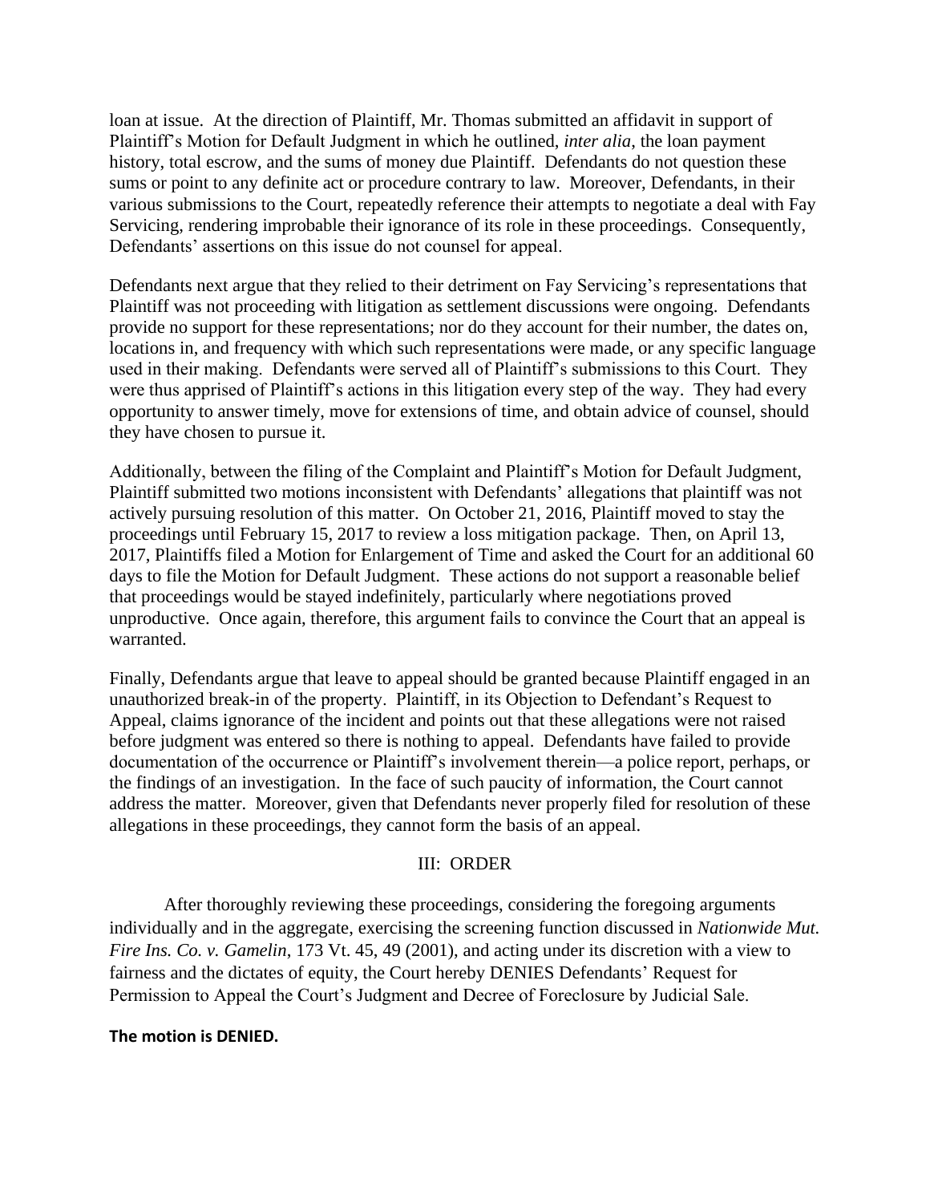loan at issue. At the direction of Plaintiff, Mr. Thomas submitted an affidavit in support of Plaintiff's Motion for Default Judgment in which he outlined, *inter alia*, the loan payment history, total escrow, and the sums of money due Plaintiff. Defendants do not question these sums or point to any definite act or procedure contrary to law. Moreover, Defendants, in their various submissions to the Court, repeatedly reference their attempts to negotiate a deal with Fay Servicing, rendering improbable their ignorance of its role in these proceedings. Consequently, Defendants' assertions on this issue do not counsel for appeal.

Defendants next argue that they relied to their detriment on Fay Servicing's representations that Plaintiff was not proceeding with litigation as settlement discussions were ongoing. Defendants provide no support for these representations; nor do they account for their number, the dates on, locations in, and frequency with which such representations were made, or any specific language used in their making. Defendants were served all of Plaintiff's submissions to this Court. They were thus apprised of Plaintiff's actions in this litigation every step of the way. They had every opportunity to answer timely, move for extensions of time, and obtain advice of counsel, should they have chosen to pursue it.

Additionally, between the filing of the Complaint and Plaintiff's Motion for Default Judgment, Plaintiff submitted two motions inconsistent with Defendants' allegations that plaintiff was not actively pursuing resolution of this matter. On October 21, 2016, Plaintiff moved to stay the proceedings until February 15, 2017 to review a loss mitigation package. Then, on April 13, 2017, Plaintiffs filed a Motion for Enlargement of Time and asked the Court for an additional 60 days to file the Motion for Default Judgment. These actions do not support a reasonable belief that proceedings would be stayed indefinitely, particularly where negotiations proved unproductive. Once again, therefore, this argument fails to convince the Court that an appeal is warranted.

Finally, Defendants argue that leave to appeal should be granted because Plaintiff engaged in an unauthorized break-in of the property. Plaintiff, in its Objection to Defendant's Request to Appeal, claims ignorance of the incident and points out that these allegations were not raised before judgment was entered so there is nothing to appeal. Defendants have failed to provide documentation of the occurrence or Plaintiff's involvement therein—a police report, perhaps, or the findings of an investigation. In the face of such paucity of information, the Court cannot address the matter. Moreover, given that Defendants never properly filed for resolution of these allegations in these proceedings, they cannot form the basis of an appeal.

## III: ORDER

After thoroughly reviewing these proceedings, considering the foregoing arguments individually and in the aggregate, exercising the screening function discussed in *Nationwide Mut. Fire Ins. Co. v. Gamelin*, 173 Vt. 45, 49 (2001), and acting under its discretion with a view to fairness and the dictates of equity, the Court hereby DENIES Defendants' Request for Permission to Appeal the Court's Judgment and Decree of Foreclosure by Judicial Sale.

**The motion is DENIED.**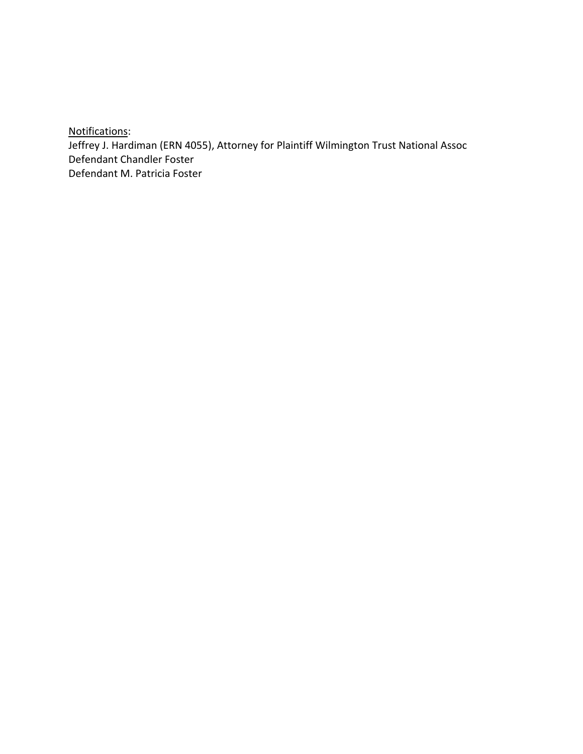<u>Notifications</u>:

Jeffrey J. Hardiman (ERN 4055), Attorney for Plaintiff Wilmington Trust National Assoc
Defendant Chandler Foster
Defendant M. Patricia Foster